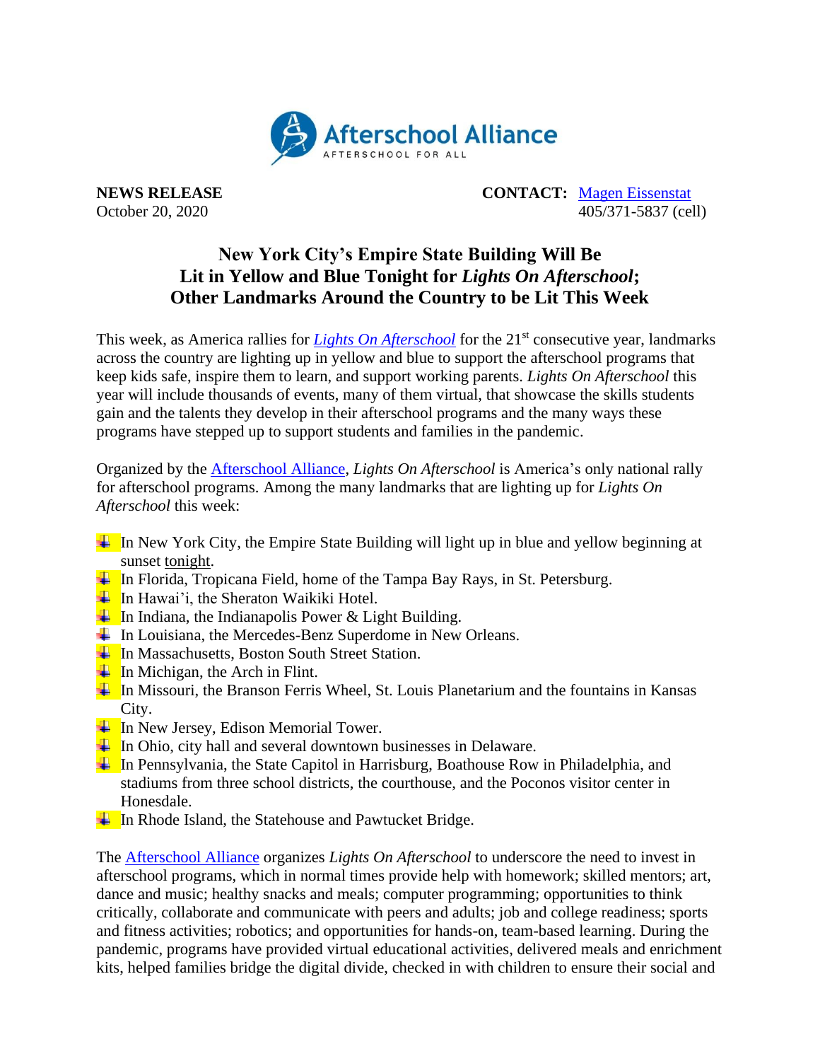Afterschool Alliance
AFTERSCHOOL FOR ALL

**NEWS RELEASE**
October 20, 2020

**CONTACT:** Magen Eissenstat
405/371-5837 (cell)

# New York City's Empire State Building Will Be Lit in Yellow and Blue Tonight for *Lights On Afterschool*; Other Landmarks Around the Country to be Lit This Week

This week, as America rallies for *Lights On Afterschool* for the 21st consecutive year, landmarks across the country are lighting up in yellow and blue to support the afterschool programs that keep kids safe, inspire them to learn, and support working parents. *Lights On Afterschool* this year will include thousands of events, many of them virtual, that showcase the skills students gain and the talents they develop in their afterschool programs and the many ways these programs have stepped up to support students and families in the pandemic.

Organized by the Afterschool Alliance, *Lights On Afterschool* is America's only national rally for afterschool programs. Among the many landmarks that are lighting up for *Lights On Afterschool* this week:

- In New York City, the Empire State Building will light up in blue and yellow beginning at sunset tonight.
- In Florida, Tropicana Field, home of the Tampa Bay Rays, in St. Petersburg.
- In Hawai'i, the Sheraton Waikiki Hotel.
- In Indiana, the Indianapolis Power & Light Building.
- In Louisiana, the Mercedes-Benz Superdome in New Orleans.
- In Massachusetts, Boston South Street Station.
- In Michigan, the Arch in Flint.
- In Missouri, the Branson Ferris Wheel, St. Louis Planetarium and the fountains in Kansas City.
- In New Jersey, Edison Memorial Tower.
- In Ohio, city hall and several downtown businesses in Delaware.
- In Pennsylvania, the State Capitol in Harrisburg, Boathouse Row in Philadelphia, and stadiums from three school districts, the courthouse, and the Poconos visitor center in Honesdale.
- In Rhode Island, the Statehouse and Pawtucket Bridge.

The Afterschool Alliance organizes *Lights On Afterschool* to underscore the need to invest in afterschool programs, which in normal times provide help with homework; skilled mentors; art, dance and music; healthy snacks and meals; computer programming; opportunities to think critically, collaborate and communicate with peers and adults; job and college readiness; sports and fitness activities; robotics; and opportunities for hands-on, team-based learning. During the pandemic, programs have provided virtual educational activities, delivered meals and enrichment kits, helped families bridge the digital divide, checked in with children to ensure their social and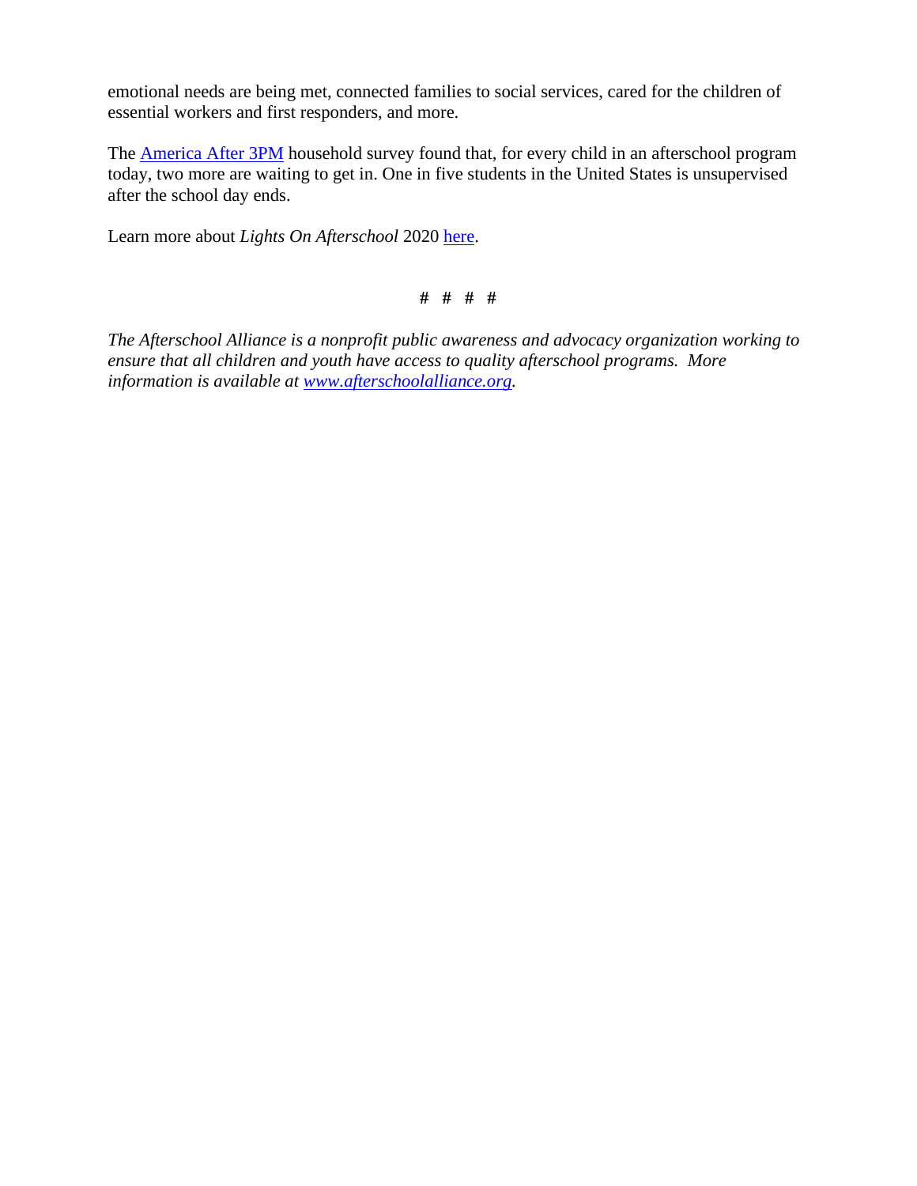emotional needs are being met, connected families to social services, cared for the children of essential workers and first responders, and more.

The America After 3PM household survey found that, for every child in an afterschool program today, two more are waiting to get in. One in five students in the United States is unsupervised after the school day ends.

Learn more about *Lights On Afterschool* 2020 here.

# # # #

*The Afterschool Alliance is a nonprofit public awareness and advocacy organization working to ensure that all children and youth have access to quality afterschool programs. More information is available at www.afterschoolalliance.org.*